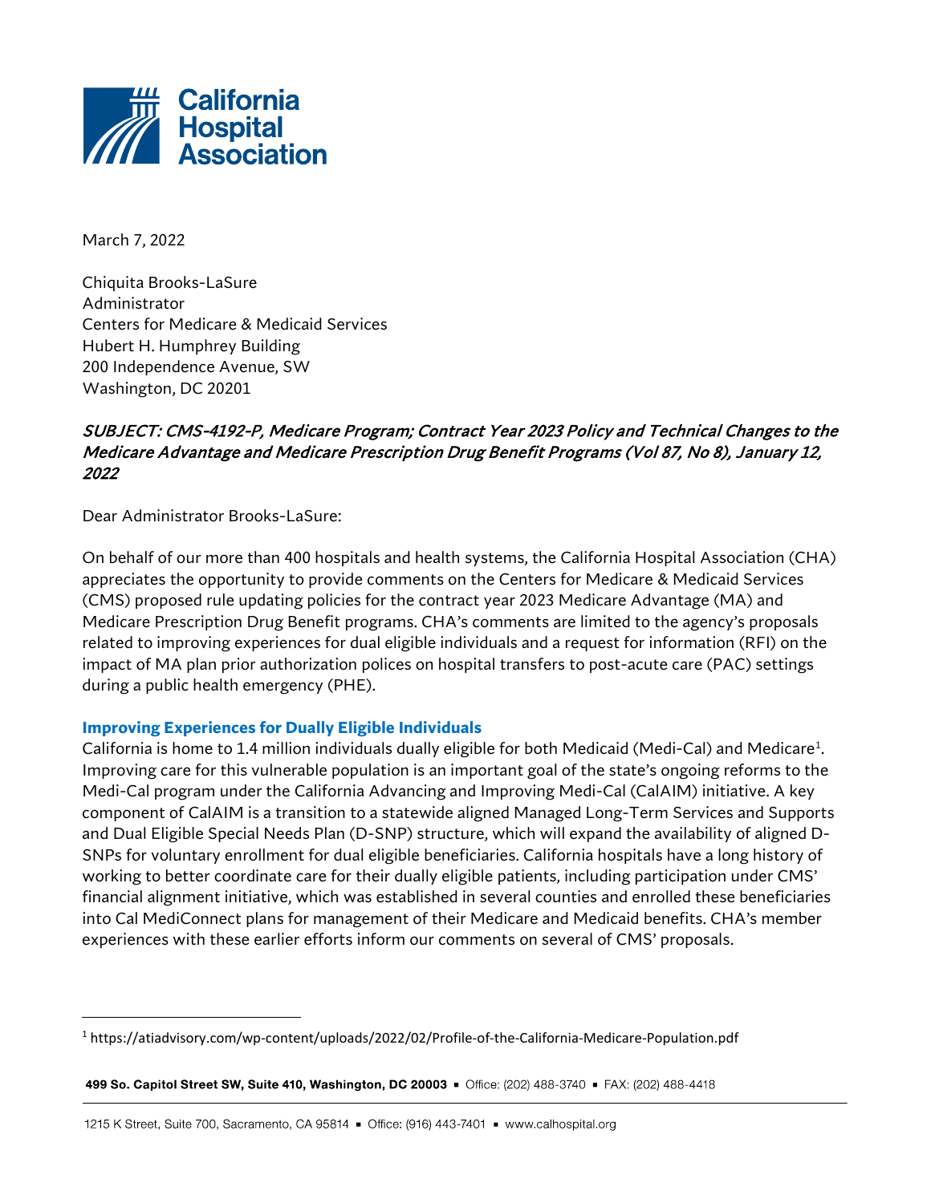California Hospital Association

March 7, 2022

Chiquita Brooks-LaSure
Administrator
Centers for Medicare & Medicaid Services
Hubert H. Humphrey Building
200 Independence Avenue, SW
Washington, DC 20201

*SUBJECT: CMS-4192-P, Medicare Program; Contract Year 2023 Policy and Technical Changes to the Medicare Advantage and Medicare Prescription Drug Benefit Programs (Vol 87, No 8), January 12, 2022*

Dear Administrator Brooks-LaSure:

On behalf of our more than 400 hospitals and health systems, the California Hospital Association (CHA) appreciates the opportunity to provide comments on the Centers for Medicare & Medicaid Services (CMS) proposed rule updating policies for the contract year 2023 Medicare Advantage (MA) and Medicare Prescription Drug Benefit programs. CHA's comments are limited to the agency's proposals related to improving experiences for dual eligible individuals and a request for information (RFI) on the impact of MA plan prior authorization polices on hospital transfers to post-acute care (PAC) settings during a public health emergency (PHE).

## Improving Experiences for Dually Eligible Individuals

California is home to 1.4 million individuals dually eligible for both Medicaid (Medi-Cal) and Medicare[1]. Improving care for this vulnerable population is an important goal of the state's ongoing reforms to the Medi-Cal program under the California Advancing and Improving Medi-Cal (CalAIM) initiative. A key component of CalAIM is a transition to a statewide aligned Managed Long-Term Services and Supports and Dual Eligible Special Needs Plan (D-SNP) structure, which will expand the availability of aligned D-SNPs for voluntary enrollment for dual eligible beneficiaries. California hospitals have a long history of working to better coordinate care for their dually eligible patients, including participation under CMS' financial alignment initiative, which was established in several counties and enrolled these beneficiaries into Cal MediConnect plans for management of their Medicare and Medicaid benefits. CHA's member experiences with these earlier efforts inform our comments on several of CMS' proposals.

[1] https://atiadvisory.com/wp-content/uploads/2022/02/Profile-of-the-California-Medicare-Population.pdf

499 So. Capitol Street SW, Suite 410, Washington, DC 20003 ▪ Office: (202) 488-3740 ▪ FAX: (202) 488-4418

1215 K Street, Suite 700, Sacramento, CA 95814 ▪ Office: (916) 443-7401 ▪ www.calhospital.org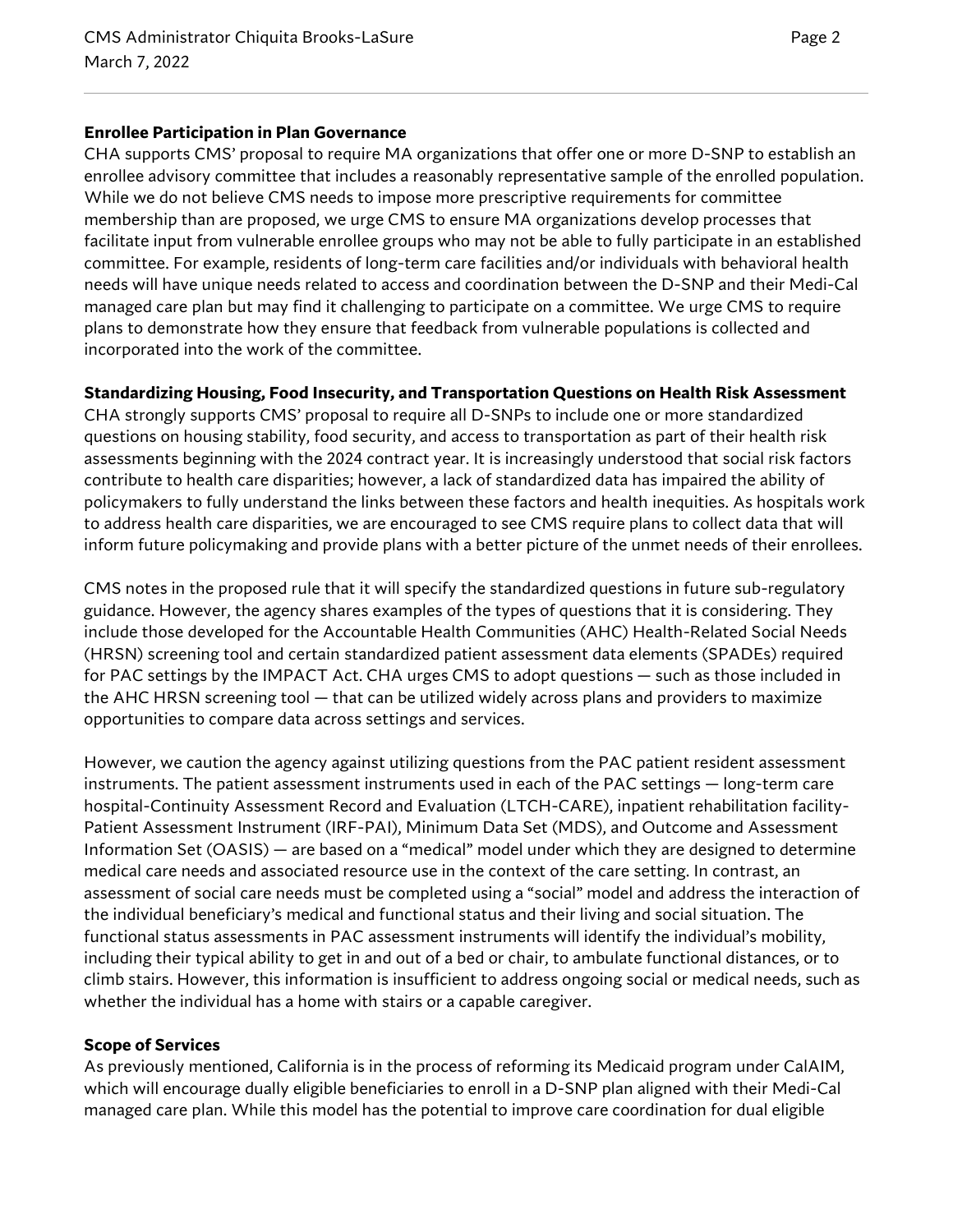**Enrollee Participation in Plan Governance**

CHA supports CMS' proposal to require MA organizations that offer one or more D-SNP to establish an enrollee advisory committee that includes a reasonably representative sample of the enrolled population. While we do not believe CMS needs to impose more prescriptive requirements for committee membership than are proposed, we urge CMS to ensure MA organizations develop processes that facilitate input from vulnerable enrollee groups who may not be able to fully participate in an established committee. For example, residents of long-term care facilities and/or individuals with behavioral health needs will have unique needs related to access and coordination between the D-SNP and their Medi-Cal managed care plan but may find it challenging to participate on a committee. We urge CMS to require plans to demonstrate how they ensure that feedback from vulnerable populations is collected and incorporated into the work of the committee.

**Standardizing Housing, Food Insecurity, and Transportation Questions on Health Risk Assessment**

CHA strongly supports CMS' proposal to require all D-SNPs to include one or more standardized questions on housing stability, food security, and access to transportation as part of their health risk assessments beginning with the 2024 contract year. It is increasingly understood that social risk factors contribute to health care disparities; however, a lack of standardized data has impaired the ability of policymakers to fully understand the links between these factors and health inequities. As hospitals work to address health care disparities, we are encouraged to see CMS require plans to collect data that will inform future policymaking and provide plans with a better picture of the unmet needs of their enrollees.

CMS notes in the proposed rule that it will specify the standardized questions in future sub-regulatory guidance. However, the agency shares examples of the types of questions that it is considering. They include those developed for the Accountable Health Communities (AHC) Health-Related Social Needs (HRSN) screening tool and certain standardized patient assessment data elements (SPADEs) required for PAC settings by the IMPACT Act. CHA urges CMS to adopt questions — such as those included in the AHC HRSN screening tool — that can be utilized widely across plans and providers to maximize opportunities to compare data across settings and services.

However, we caution the agency against utilizing questions from the PAC patient resident assessment instruments. The patient assessment instruments used in each of the PAC settings — long-term care hospital-Continuity Assessment Record and Evaluation (LTCH-CARE), inpatient rehabilitation facility-Patient Assessment Instrument (IRF-PAI), Minimum Data Set (MDS), and Outcome and Assessment Information Set (OASIS) — are based on a "medical" model under which they are designed to determine medical care needs and associated resource use in the context of the care setting. In contrast, an assessment of social care needs must be completed using a "social" model and address the interaction of the individual beneficiary's medical and functional status and their living and social situation. The functional status assessments in PAC assessment instruments will identify the individual's mobility, including their typical ability to get in and out of a bed or chair, to ambulate functional distances, or to climb stairs. However, this information is insufficient to address ongoing social or medical needs, such as whether the individual has a home with stairs or a capable caregiver.

**Scope of Services**

As previously mentioned, California is in the process of reforming its Medicaid program under CalAIM, which will encourage dually eligible beneficiaries to enroll in a D-SNP plan aligned with their Medi-Cal managed care plan. While this model has the potential to improve care coordination for dual eligible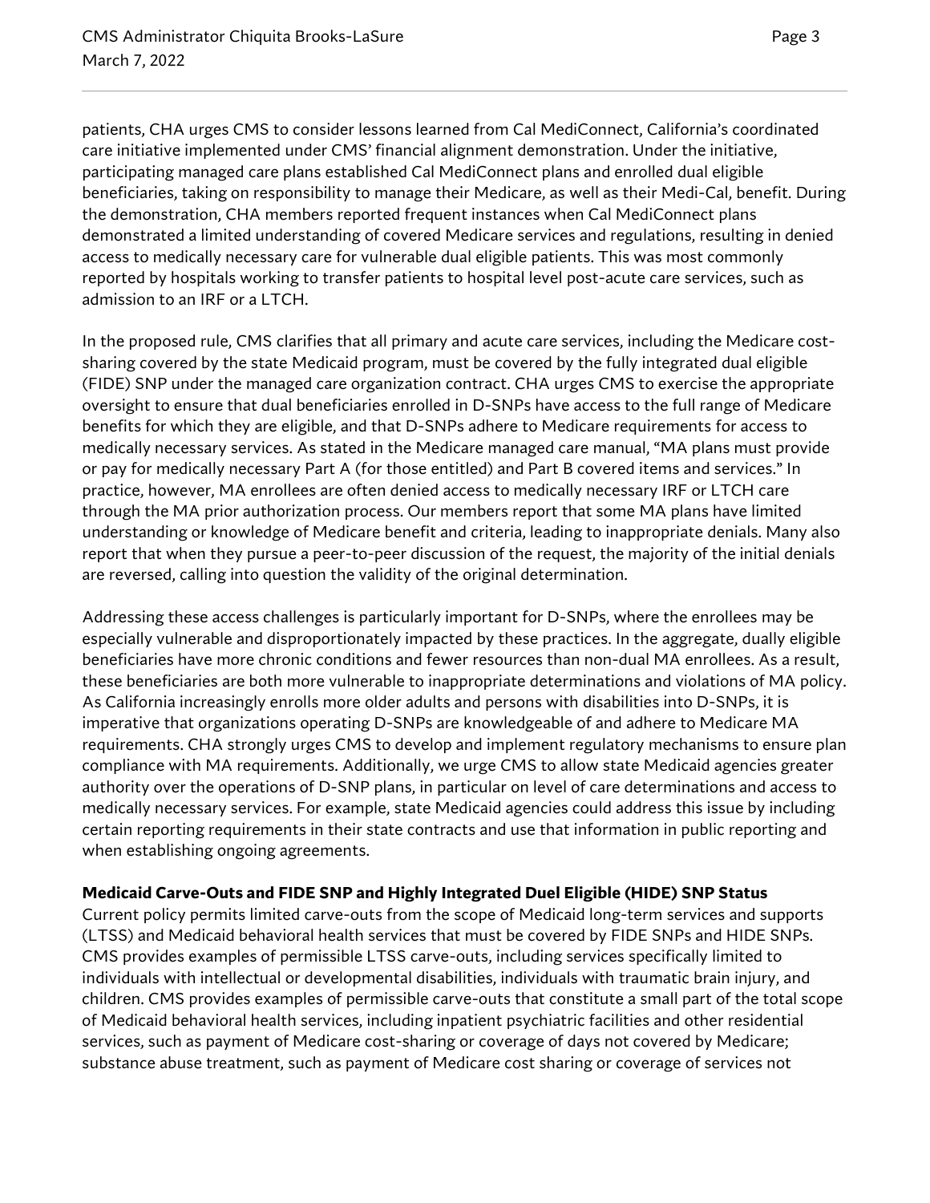patients, CHA urges CMS to consider lessons learned from Cal MediConnect, California's coordinated care initiative implemented under CMS' financial alignment demonstration. Under the initiative, participating managed care plans established Cal MediConnect plans and enrolled dual eligible beneficiaries, taking on responsibility to manage their Medicare, as well as their Medi-Cal, benefit. During the demonstration, CHA members reported frequent instances when Cal MediConnect plans demonstrated a limited understanding of covered Medicare services and regulations, resulting in denied access to medically necessary care for vulnerable dual eligible patients. This was most commonly reported by hospitals working to transfer patients to hospital level post-acute care services, such as admission to an IRF or a LTCH.

In the proposed rule, CMS clarifies that all primary and acute care services, including the Medicare cost-sharing covered by the state Medicaid program, must be covered by the fully integrated dual eligible (FIDE) SNP under the managed care organization contract. CHA urges CMS to exercise the appropriate oversight to ensure that dual beneficiaries enrolled in D-SNPs have access to the full range of Medicare benefits for which they are eligible, and that D-SNPs adhere to Medicare requirements for access to medically necessary services. As stated in the Medicare managed care manual, "MA plans must provide or pay for medically necessary Part A (for those entitled) and Part B covered items and services." In practice, however, MA enrollees are often denied access to medically necessary IRF or LTCH care through the MA prior authorization process. Our members report that some MA plans have limited understanding or knowledge of Medicare benefit and criteria, leading to inappropriate denials. Many also report that when they pursue a peer-to-peer discussion of the request, the majority of the initial denials are reversed, calling into question the validity of the original determination.

Addressing these access challenges is particularly important for D-SNPs, where the enrollees may be especially vulnerable and disproportionately impacted by these practices. In the aggregate, dually eligible beneficiaries have more chronic conditions and fewer resources than non-dual MA enrollees. As a result, these beneficiaries are both more vulnerable to inappropriate determinations and violations of MA policy. As California increasingly enrolls more older adults and persons with disabilities into D-SNPs, it is imperative that organizations operating D-SNPs are knowledgeable of and adhere to Medicare MA requirements. CHA strongly urges CMS to develop and implement regulatory mechanisms to ensure plan compliance with MA requirements. Additionally, we urge CMS to allow state Medicaid agencies greater authority over the operations of D-SNP plans, in particular on level of care determinations and access to medically necessary services. For example, state Medicaid agencies could address this issue by including certain reporting requirements in their state contracts and use that information in public reporting and when establishing ongoing agreements.

**Medicaid Carve-Outs and FIDE SNP and Highly Integrated Duel Eligible (HIDE) SNP Status**

Current policy permits limited carve-outs from the scope of Medicaid long-term services and supports (LTSS) and Medicaid behavioral health services that must be covered by FIDE SNPs and HIDE SNPs. CMS provides examples of permissible LTSS carve-outs, including services specifically limited to individuals with intellectual or developmental disabilities, individuals with traumatic brain injury, and children. CMS provides examples of permissible carve-outs that constitute a small part of the total scope of Medicaid behavioral health services, including inpatient psychiatric facilities and other residential services, such as payment of Medicare cost-sharing or coverage of days not covered by Medicare; substance abuse treatment, such as payment of Medicare cost sharing or coverage of services not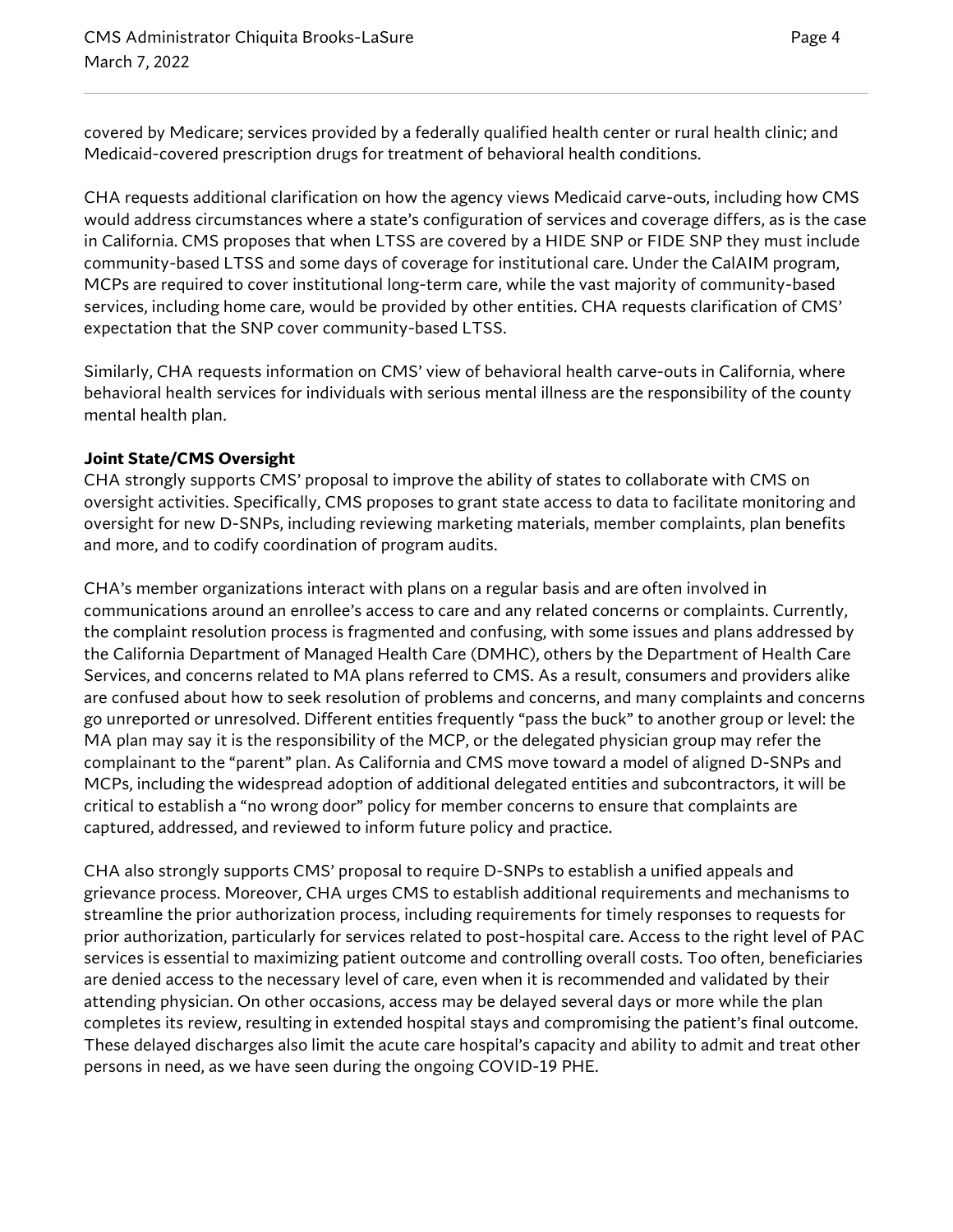covered by Medicare; services provided by a federally qualified health center or rural health clinic; and Medicaid-covered prescription drugs for treatment of behavioral health conditions.

CHA requests additional clarification on how the agency views Medicaid carve-outs, including how CMS would address circumstances where a state's configuration of services and coverage differs, as is the case in California. CMS proposes that when LTSS are covered by a HIDE SNP or FIDE SNP they must include community-based LTSS and some days of coverage for institutional care. Under the CalAIM program, MCPs are required to cover institutional long-term care, while the vast majority of community-based services, including home care, would be provided by other entities. CHA requests clarification of CMS' expectation that the SNP cover community-based LTSS.

Similarly, CHA requests information on CMS' view of behavioral health carve-outs in California, where behavioral health services for individuals with serious mental illness are the responsibility of the county mental health plan.

**Joint State/CMS Oversight**

CHA strongly supports CMS' proposal to improve the ability of states to collaborate with CMS on oversight activities. Specifically, CMS proposes to grant state access to data to facilitate monitoring and oversight for new D-SNPs, including reviewing marketing materials, member complaints, plan benefits and more, and to codify coordination of program audits.

CHA's member organizations interact with plans on a regular basis and are often involved in communications around an enrollee's access to care and any related concerns or complaints. Currently, the complaint resolution process is fragmented and confusing, with some issues and plans addressed by the California Department of Managed Health Care (DMHC), others by the Department of Health Care Services, and concerns related to MA plans referred to CMS. As a result, consumers and providers alike are confused about how to seek resolution of problems and concerns, and many complaints and concerns go unreported or unresolved. Different entities frequently "pass the buck" to another group or level: the MA plan may say it is the responsibility of the MCP, or the delegated physician group may refer the complainant to the "parent" plan. As California and CMS move toward a model of aligned D-SNPs and MCPs, including the widespread adoption of additional delegated entities and subcontractors, it will be critical to establish a "no wrong door" policy for member concerns to ensure that complaints are captured, addressed, and reviewed to inform future policy and practice.

CHA also strongly supports CMS' proposal to require D-SNPs to establish a unified appeals and grievance process. Moreover, CHA urges CMS to establish additional requirements and mechanisms to streamline the prior authorization process, including requirements for timely responses to requests for prior authorization, particularly for services related to post-hospital care. Access to the right level of PAC services is essential to maximizing patient outcome and controlling overall costs. Too often, beneficiaries are denied access to the necessary level of care, even when it is recommended and validated by their attending physician. On other occasions, access may be delayed several days or more while the plan completes its review, resulting in extended hospital stays and compromising the patient's final outcome. These delayed discharges also limit the acute care hospital's capacity and ability to admit and treat other persons in need, as we have seen during the ongoing COVID-19 PHE.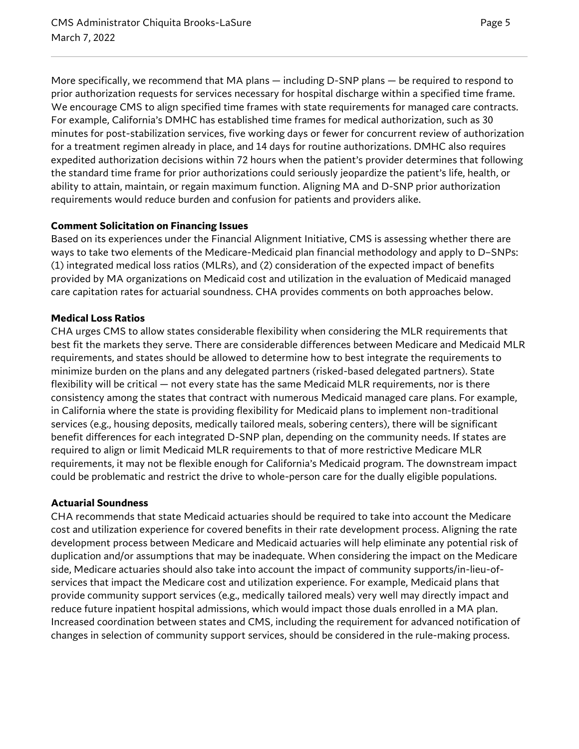More specifically, we recommend that MA plans — including D-SNP plans — be required to respond to prior authorization requests for services necessary for hospital discharge within a specified time frame. We encourage CMS to align specified time frames with state requirements for managed care contracts. For example, California's DMHC has established time frames for medical authorization, such as 30 minutes for post-stabilization services, five working days or fewer for concurrent review of authorization for a treatment regimen already in place, and 14 days for routine authorizations. DMHC also requires expedited authorization decisions within 72 hours when the patient's provider determines that following the standard time frame for prior authorizations could seriously jeopardize the patient's life, health, or ability to attain, maintain, or regain maximum function. Aligning MA and D-SNP prior authorization requirements would reduce burden and confusion for patients and providers alike.

**Comment Solicitation on Financing Issues**

Based on its experiences under the Financial Alignment Initiative, CMS is assessing whether there are ways to take two elements of the Medicare-Medicaid plan financial methodology and apply to D–SNPs: (1) integrated medical loss ratios (MLRs), and (2) consideration of the expected impact of benefits provided by MA organizations on Medicaid cost and utilization in the evaluation of Medicaid managed care capitation rates for actuarial soundness. CHA provides comments on both approaches below.

**Medical Loss Ratios**

CHA urges CMS to allow states considerable flexibility when considering the MLR requirements that best fit the markets they serve. There are considerable differences between Medicare and Medicaid MLR requirements, and states should be allowed to determine how to best integrate the requirements to minimize burden on the plans and any delegated partners (risked-based delegated partners). State flexibility will be critical — not every state has the same Medicaid MLR requirements, nor is there consistency among the states that contract with numerous Medicaid managed care plans. For example, in California where the state is providing flexibility for Medicaid plans to implement non-traditional services (e.g., housing deposits, medically tailored meals, sobering centers), there will be significant benefit differences for each integrated D-SNP plan, depending on the community needs. If states are required to align or limit Medicaid MLR requirements to that of more restrictive Medicare MLR requirements, it may not be flexible enough for California's Medicaid program. The downstream impact could be problematic and restrict the drive to whole-person care for the dually eligible populations.

**Actuarial Soundness**

CHA recommends that state Medicaid actuaries should be required to take into account the Medicare cost and utilization experience for covered benefits in their rate development process. Aligning the rate development process between Medicare and Medicaid actuaries will help eliminate any potential risk of duplication and/or assumptions that may be inadequate. When considering the impact on the Medicare side, Medicare actuaries should also take into account the impact of community supports/in-lieu-of-services that impact the Medicare cost and utilization experience. For example, Medicaid plans that provide community support services (e.g., medically tailored meals) very well may directly impact and reduce future inpatient hospital admissions, which would impact those duals enrolled in a MA plan. Increased coordination between states and CMS, including the requirement for advanced notification of changes in selection of community support services, should be considered in the rule-making process.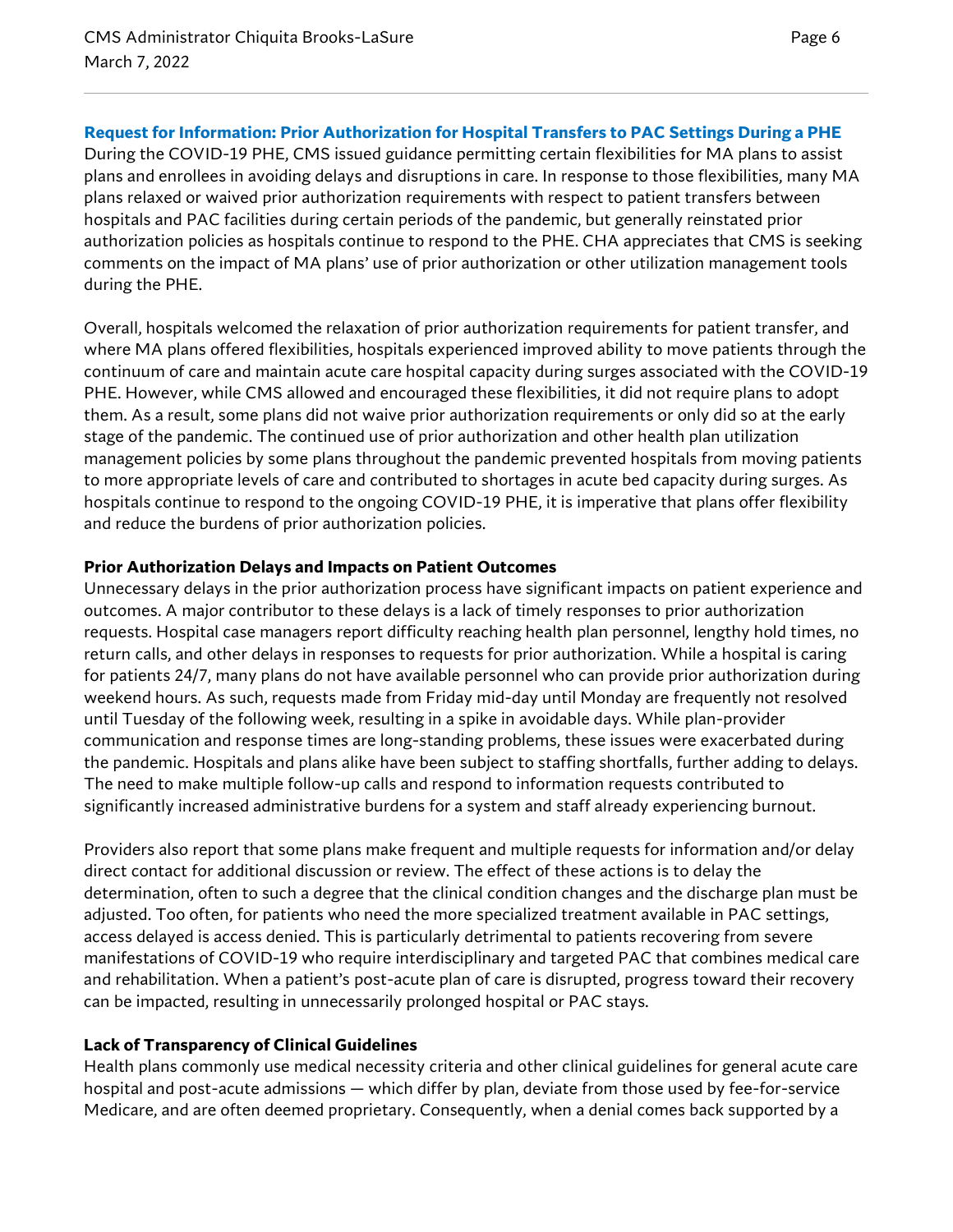## Request for Information: Prior Authorization for Hospital Transfers to PAC Settings During a PHE

During the COVID-19 PHE, CMS issued guidance permitting certain flexibilities for MA plans to assist plans and enrollees in avoiding delays and disruptions in care. In response to those flexibilities, many MA plans relaxed or waived prior authorization requirements with respect to patient transfers between hospitals and PAC facilities during certain periods of the pandemic, but generally reinstated prior authorization policies as hospitals continue to respond to the PHE. CHA appreciates that CMS is seeking comments on the impact of MA plans' use of prior authorization or other utilization management tools during the PHE.

Overall, hospitals welcomed the relaxation of prior authorization requirements for patient transfer, and where MA plans offered flexibilities, hospitals experienced improved ability to move patients through the continuum of care and maintain acute care hospital capacity during surges associated with the COVID-19 PHE. However, while CMS allowed and encouraged these flexibilities, it did not require plans to adopt them. As a result, some plans did not waive prior authorization requirements or only did so at the early stage of the pandemic. The continued use of prior authorization and other health plan utilization management policies by some plans throughout the pandemic prevented hospitals from moving patients to more appropriate levels of care and contributed to shortages in acute bed capacity during surges. As hospitals continue to respond to the ongoing COVID-19 PHE, it is imperative that plans offer flexibility and reduce the burdens of prior authorization policies.

### Prior Authorization Delays and Impacts on Patient Outcomes

Unnecessary delays in the prior authorization process have significant impacts on patient experience and outcomes. A major contributor to these delays is a lack of timely responses to prior authorization requests. Hospital case managers report difficulty reaching health plan personnel, lengthy hold times, no return calls, and other delays in responses to requests for prior authorization. While a hospital is caring for patients 24/7, many plans do not have available personnel who can provide prior authorization during weekend hours. As such, requests made from Friday mid-day until Monday are frequently not resolved until Tuesday of the following week, resulting in a spike in avoidable days. While plan-provider communication and response times are long-standing problems, these issues were exacerbated during the pandemic. Hospitals and plans alike have been subject to staffing shortfalls, further adding to delays. The need to make multiple follow-up calls and respond to information requests contributed to significantly increased administrative burdens for a system and staff already experiencing burnout.

Providers also report that some plans make frequent and multiple requests for information and/or delay direct contact for additional discussion or review. The effect of these actions is to delay the determination, often to such a degree that the clinical condition changes and the discharge plan must be adjusted. Too often, for patients who need the more specialized treatment available in PAC settings, access delayed is access denied. This is particularly detrimental to patients recovering from severe manifestations of COVID-19 who require interdisciplinary and targeted PAC that combines medical care and rehabilitation. When a patient's post-acute plan of care is disrupted, progress toward their recovery can be impacted, resulting in unnecessarily prolonged hospital or PAC stays.

### Lack of Transparency of Clinical Guidelines

Health plans commonly use medical necessity criteria and other clinical guidelines for general acute care hospital and post-acute admissions — which differ by plan, deviate from those used by fee-for-service Medicare, and are often deemed proprietary. Consequently, when a denial comes back supported by a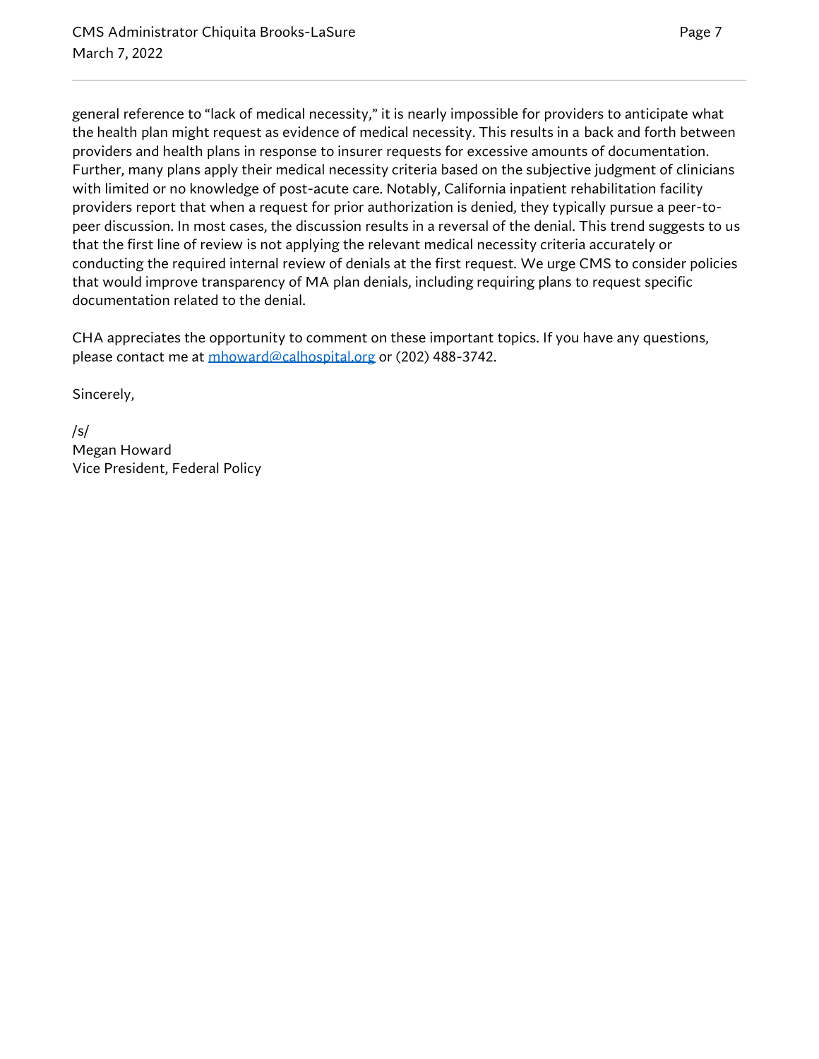general reference to "lack of medical necessity," it is nearly impossible for providers to anticipate what the health plan might request as evidence of medical necessity. This results in a back and forth between providers and health plans in response to insurer requests for excessive amounts of documentation. Further, many plans apply their medical necessity criteria based on the subjective judgment of clinicians with limited or no knowledge of post-acute care. Notably, California inpatient rehabilitation facility providers report that when a request for prior authorization is denied, they typically pursue a peer-to-peer discussion. In most cases, the discussion results in a reversal of the denial. This trend suggests to us that the first line of review is not applying the relevant medical necessity criteria accurately or conducting the required internal review of denials at the first request. We urge CMS to consider policies that would improve transparency of MA plan denials, including requiring plans to request specific documentation related to the denial.

CHA appreciates the opportunity to comment on these important topics. If you have any questions, please contact me at mhoward@calhospital.org or (202) 488-3742.

Sincerely,

/s/
Megan Howard
Vice President, Federal Policy